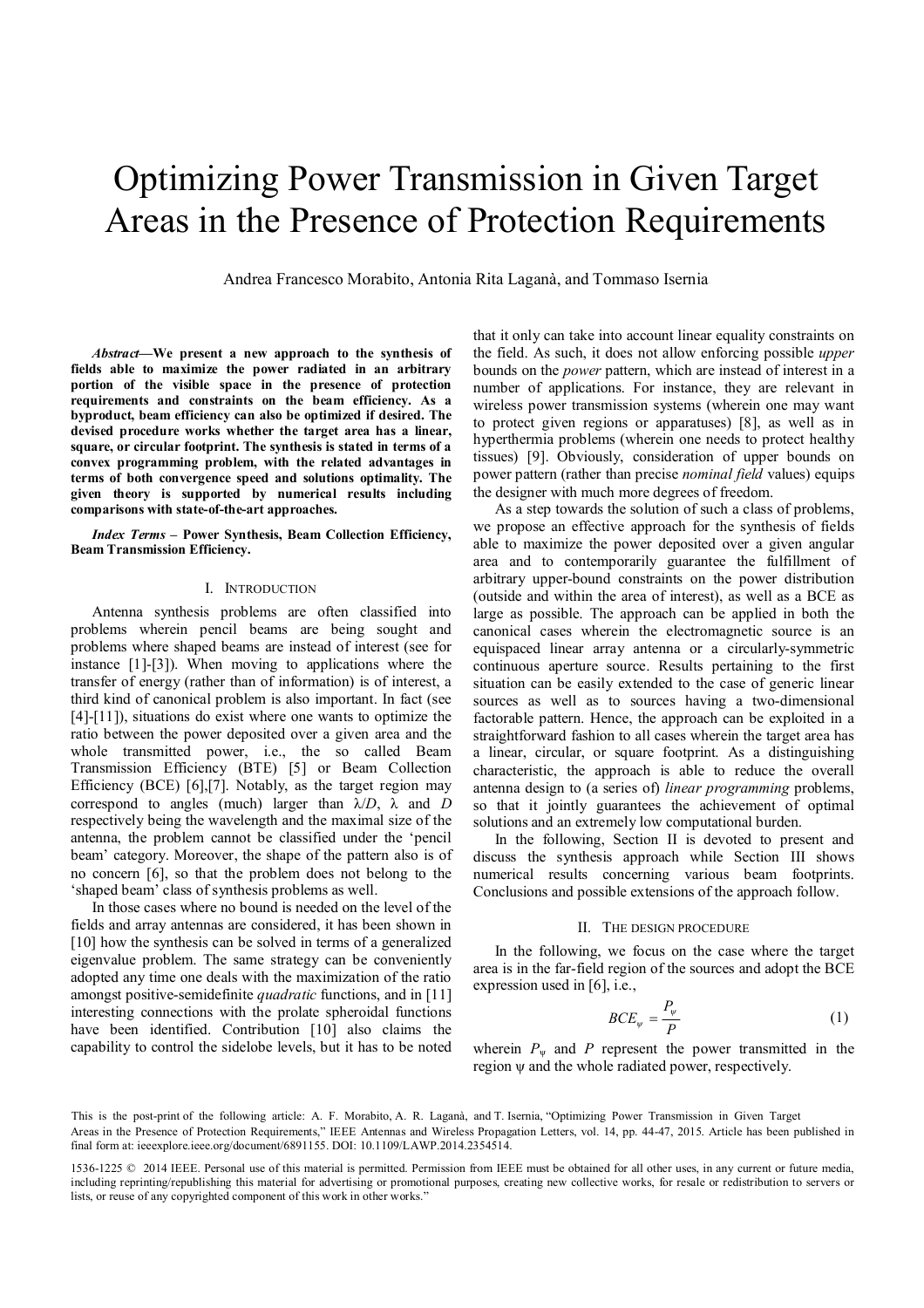# Optimizing Power Transmission in Given Target Areas in the Presence of Protection Requirements

Andrea Francesco Morabito, Antonia Rita Laganà, and Tommaso Isernia

***Abstract*—We present a new approach to the synthesis of fields able to maximize the power radiated in an arbitrary portion of the visible space in the presence of protection requirements and constraints on the beam efficiency. As a byproduct, beam efficiency can also be optimized if desired. The devised procedure works whether the target area has a linear, square, or circular footprint. The synthesis is stated in terms of a convex programming problem, with the related advantages in terms of both convergence speed and solutions optimality. The given theory is supported by numerical results including comparisons with state-of-the-art approaches.**

***Index Terms* – Power Synthesis, Beam Collection Efficiency, Beam Transmission Efficiency.**

## I. Introduction

Antenna synthesis problems are often classified into problems wherein pencil beams are being sought and problems where shaped beams are instead of interest (see for instance [1]-[3]). When moving to applications where the transfer of energy (rather than of information) is of interest, a third kind of canonical problem is also important. In fact (see [4]-[11]), situations do exist where one wants to optimize the ratio between the power deposited over a given area and the whole transmitted power, i.e., the so called Beam Transmission Efficiency (BTE) [5] or Beam Collection Efficiency (BCE) [6],[7]. Notably, as the target region may correspond to angles (much) larger than $\lambda/D$, $\lambda$ and $D$ respectively being the wavelength and the maximal size of the antenna, the problem cannot be classified under the 'pencil beam' category. Moreover, the shape of the pattern also is of no concern [6], so that the problem does not belong to the 'shaped beam' class of synthesis problems as well.

In those cases where no bound is needed on the level of the fields and array antennas are considered, it has been shown in [10] how the synthesis can be solved in terms of a generalized eigenvalue problem. The same strategy can be conveniently adopted any time one deals with the maximization of the ratio amongst positive-semidefinite *quadratic* functions, and in [11] interesting connections with the prolate spheroidal functions have been identified. Contribution [10] also claims the capability to control the sidelobe levels, but it has to be noted that it only can take into account linear equality constraints on the field. As such, it does not allow enforcing possible *upper* bounds on the *power* pattern, which are instead of interest in a number of applications. For instance, they are relevant in wireless power transmission systems (wherein one may want to protect given regions or apparatuses) [8], as well as in hyperthermia problems (wherein one needs to protect healthy tissues) [9]. Obviously, consideration of upper bounds on power pattern (rather than precise *nominal field* values) equips the designer with much more degrees of freedom.

As a step towards the solution of such a class of problems, we propose an effective approach for the synthesis of fields able to maximize the power deposited over a given angular area and to contemporarily guarantee the fulfillment of arbitrary upper-bound constraints on the power distribution (outside and within the area of interest), as well as a BCE as large as possible. The approach can be applied in both the canonical cases wherein the electromagnetic source is an equispaced linear array antenna or a circularly-symmetric continuous aperture source. Results pertaining to the first situation can be easily extended to the case of generic linear sources as well as to sources having a two-dimensional factorable pattern. Hence, the approach can be exploited in a straightforward fashion to all cases wherein the target area has a linear, circular, or square footprint. As a distinguishing characteristic, the approach is able to reduce the overall antenna design to (a series of) *linear programming* problems, so that it jointly guarantees the achievement of optimal solutions and an extremely low computational burden.

In the following, Section II is devoted to present and discuss the synthesis approach while Section III shows numerical results concerning various beam footprints. Conclusions and possible extensions of the approach follow.

## II. The Design Procedure

In the following, we focus on the case where the target area is in the far-field region of the sources and adopt the BCE expression used in [6], i.e.,

$$BCE_{\psi} = \frac{P_{\psi}}{P} \tag{1}$$

wherein $P_{\psi}$ and $P$ represent the power transmitted in the region $\psi$ and the whole radiated power, respectively.

This is the post-print of the following article: A. F. Morabito, A. R. Laganà, and T. Isernia, "Optimizing Power Transmission in Given Target Areas in the Presence of Protection Requirements," IEEE Antennas and Wireless Propagation Letters, vol. 14, pp. 44-47, 2015. Article has been published in final form at: ieeexplore.ieee.org/document/6891155. DOI: 10.1109/LAWP.2014.2354514.

1536-1225 © 2014 IEEE. Personal use of this material is permitted. Permission from IEEE must be obtained for all other uses, in any current or future media, including reprinting/republishing this material for advertising or promotional purposes, creating new collective works, for resale or redistribution to servers or lists, or reuse of any copyrighted component of this work in other works."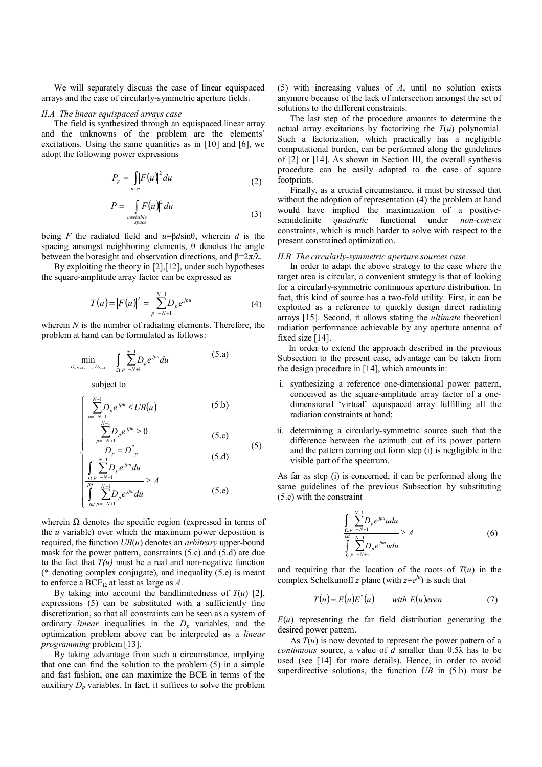We will separately discuss the case of linear equispaced arrays and the case of circularly-symmetric aperture fields.

### *II.A The linear equispaced arrays case*

The field is synthesized through an equispaced linear array and the unknowns of the problem are the elements' excitations. Using the same quantities as in [10] and [6], we adopt the following power expressions

$$P_{\psi} = \int_{u \in \psi} |F(u)|^2 \, du \tag{2}$$

$$P = \int_{\substack{u \in visible \\ space}} |F(u)|^2 \, du \tag{3}$$

being $F$ the radiated field and $u=\beta d \sin\theta$, wherein $d$ is the spacing amongst neighboring elements, $\theta$ denotes the angle between the boresight and observation directions, and $\beta=2\pi/\lambda$.

By exploiting the theory in [2],[12], under such hypotheses the square-amplitude array factor can be expressed as

$$T(u) = |F(u)|^2 = \sum_{p=-N+1}^{N-1} D_p e^{jpu} \tag{4}$$

wherein $N$ is the number of radiating elements. Therefore, the problem at hand can be formulated as follows:

$$\min_{D_{-N+1}, \ldots, D_{N-1}} -\int_{\Omega} \sum_{p=-N+1}^{N-1} D_p e^{jpu} du \tag{5.a}$$

subject to

$$\begin{cases} \sum_{p=-N+1}^{N-1} D_p e^{jpu} \leq UB(u) & \text{(5.b)} \\ \sum_{p=-N+1}^{N-1} D_p e^{jpu} \geq 0 & \text{(5.c)} \\ D_p = D_{-p}^{*} & \text{(5.d)} \\ \dfrac{\int_{\Omega} \sum_{p=-N+1}^{N-1} D_p e^{jpu} du}{\int_{-\beta d}^{\beta d} \sum_{p=-N+1}^{N-1} D_p e^{jpu} du} \geq A & \text{(5.e)} \end{cases} \tag{5}$$

wherein $\Omega$ denotes the specific region (expressed in terms of the $u$ variable) over which the maximum power deposition is required, the function $UB(u)$ denotes an *arbitrary* upper-bound mask for the power pattern, constraints (5.c) and (5.d) are due to the fact that $T(u)$ must be a real and non-negative function (* denoting complex conjugate), and inequality (5.e) is meant to enforce a $BCE_{\Omega}$ at least as large as $A$.

By taking into account the bandlimitedness of $T(u)$ [2], expressions (5) can be substituted with a sufficiently fine discretization, so that all constraints can be seen as a system of ordinary *linear* inequalities in the $D_p$ variables, and the optimization problem above can be interpreted as a *linear programming* problem [13].

By taking advantage from such a circumstance, implying that one can find the solution to the problem (5) in a simple and fast fashion, one can maximize the BCE in terms of the auxiliary $D_p$ variables. In fact, it suffices to solve the problem (5) with increasing values of $A$, until no solution exists anymore because of the lack of intersection amongst the set of solutions to the different constraints.

The last step of the procedure amounts to determine the actual array excitations by factorizing the $T(u)$ polynomial. Such a factorization, which practically has a negligible computational burden, can be performed along the guidelines of [2] or [14]. As shown in Section III, the overall synthesis procedure can be easily adapted to the case of square footprints.

Finally, as a crucial circumstance, it must be stressed that without the adoption of representation (4) the problem at hand would have implied the maximization of a positive-semidefinite *quadratic* functional under *non-convex* constraints, which is much harder to solve with respect to the present constrained optimization.

### *II.B The circularly-symmetric aperture sources case*

In order to adapt the above strategy to the case where the target area is circular, a convenient strategy is that of looking for a circularly-symmetric continuous aperture distribution. In fact, this kind of source has a two-fold utility. First, it can be exploited as a reference to quickly design direct radiating arrays [15]. Second, it allows stating the *ultimate* theoretical radiation performance achievable by any aperture antenna of fixed size [14].

In order to extend the approach described in the previous Subsection to the present case, advantage can be taken from the design procedure in [14], which amounts in:

i. synthesizing a reference one-dimensional power pattern, conceived as the square-amplitude array factor of a one-dimensional 'virtual' equispaced array fulfilling all the radiation constraints at hand;

ii. determining a circularly-symmetric source such that the difference between the azimuth cut of its power pattern and the pattern coming out form step (i) is negligible in the visible part of the spectrum.

As far as step (i) is concerned, it can be performed along the same guidelines of the previous Subsection by substituting (5.e) with the constraint

$$\frac{\int_{\Omega} \sum_{p=-N+1}^{N-1} D_p e^{jpu} u du}{\int_{0}^{\beta d} \sum_{p=-N+1}^{N-1} D_p e^{jpu} u du} \geq A \tag{6}$$

and requiring that the location of the roots of $T(u)$ in the complex Schelkunoff $z$ plane (with $z=e^{ju}$) is such that

$$T(u) = E(u) E^{*}(u) \qquad with\ E(u) even \tag{7}$$

$E(u)$ representing the far field distribution generating the desired power pattern.

As $T(u)$ is now devoted to represent the power pattern of a *continuous* source, a value of $d$ smaller than $0.5\lambda$ has to be used (see [14] for more details). Hence, in order to avoid superdirective solutions, the function $UB$ in (5.b) must be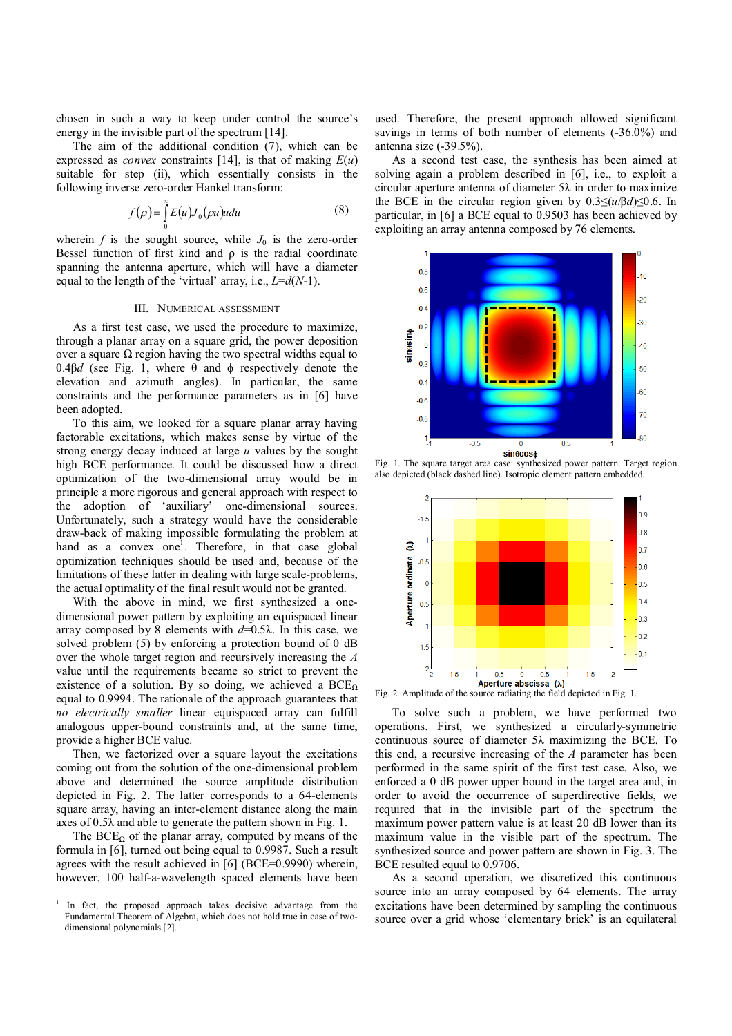chosen in such a way to keep under control the source's energy in the invisible part of the spectrum [14].

The aim of the additional condition (7), which can be expressed as *convex* constraints [14], is that of making $E(u)$ suitable for step (ii), which essentially consists in the following inverse zero-order Hankel transform:

$$f(\rho)=\int_0^\infty E(u)J_0(\rho u)u du \quad (8)$$

wherein $f$ is the sought source, while $J_0$ is the zero-order Bessel function of first kind and $\rho$ is the radial coordinate spanning the antenna aperture, which will have a diameter equal to the length of the 'virtual' array, i.e., $L=d(N-1)$.

## III. Numerical Assessment

As a first test case, we used the procedure to maximize, through a planar array on a square grid, the power deposition over a square $\Omega$ region having the two spectral widths equal to $0.4\beta d$ (see Fig. 1, where $\theta$ and $\phi$ respectively denote the elevation and azimuth angles). In particular, the same constraints and the performance parameters as in [6] have been adopted.

To this aim, we looked for a square planar array having factorable excitations, which makes sense by virtue of the strong energy decay induced at large $u$ values by the sought high BCE performance. It could be discussed how a direct optimization of the two-dimensional array would be in principle a more rigorous and general approach with respect to the adoption of 'auxiliary' one-dimensional sources. Unfortunately, such a strategy would have the considerable draw-back of making impossible formulating the problem at hand as a convex one[1]. Therefore, in that case global optimization techniques should be used and, because of the limitations of these latter in dealing with large scale-problems, the actual optimality of the final result would not be granted.

With the above in mind, we first synthesized a one-dimensional power pattern by exploiting an equispaced linear array composed by 8 elements with $d$=0.5$\lambda$. In this case, we solved problem (5) by enforcing a protection bound of 0 dB over the whole target region and recursively increasing the $A$ value until the requirements became so strict to prevent the existence of a solution. By so doing, we achieved a BCE$_\Omega$ equal to 0.9994. The rationale of the approach guarantees that *no electrically smaller* linear equispaced array can fulfill analogous upper-bound constraints and, at the same time, provide a higher BCE value.

Then, we factorized over a square layout the excitations coming out from the solution of the one-dimensional problem above and determined the source amplitude distribution depicted in Fig. 2. The latter corresponds to a 64-elements square array, having an inter-element distance along the main axes of 0.5$\lambda$ and able to generate the pattern shown in Fig. 1.

The BCE$_\Omega$ of the planar array, computed by means of the formula in [6], turned out being equal to 0.9987. Such a result agrees with the result achieved in [6] (BCE=0.9990) wherein, however, 100 half-a-wavelength spaced elements have been used. Therefore, the present approach allowed significant savings in terms of both number of elements (-36.0%) and antenna size (-39.5%).

As a second test case, the synthesis has been aimed at solving again a problem described in [6], i.e., to exploit a circular aperture antenna of diameter 5$\lambda$ in order to maximize the BCE in the circular region given by $0.3\leq(u/\beta d)\leq0.6$. In particular, in [6] a BCE equal to 0.9503 has been achieved by exploiting an array antenna composed by 76 elements.

Fig. 1. The square target area case: synthesized power pattern. Target region also depicted (black dashed line). Isotropic element pattern embedded.

Fig. 2. Amplitude of the source radiating the field depicted in Fig. 1.

To solve such a problem, we have performed two operations. First, we synthesized a circularly-symmetric continuous source of diameter 5$\lambda$ maximizing the BCE. To this end, a recursive increasing of the $A$ parameter has been performed in the same spirit of the first test case. Also, we enforced a 0 dB power upper bound in the target area and, in order to avoid the occurrence of superdirective fields, we required that in the invisible part of the spectrum the maximum power pattern value is at least 20 dB lower than its maximum value in the visible part of the spectrum. The synthesized source and power pattern are shown in Fig. 3. The BCE resulted equal to 0.9706.

As a second operation, we discretized this continuous source into an array composed by 64 elements. The array excitations have been determined by sampling the continuous source over a grid whose 'elementary brick' is an equilateral

[1] In fact, the proposed approach takes decisive advantage from the Fundamental Theorem of Algebra, which does not hold true in case of two-dimensional polynomials [2].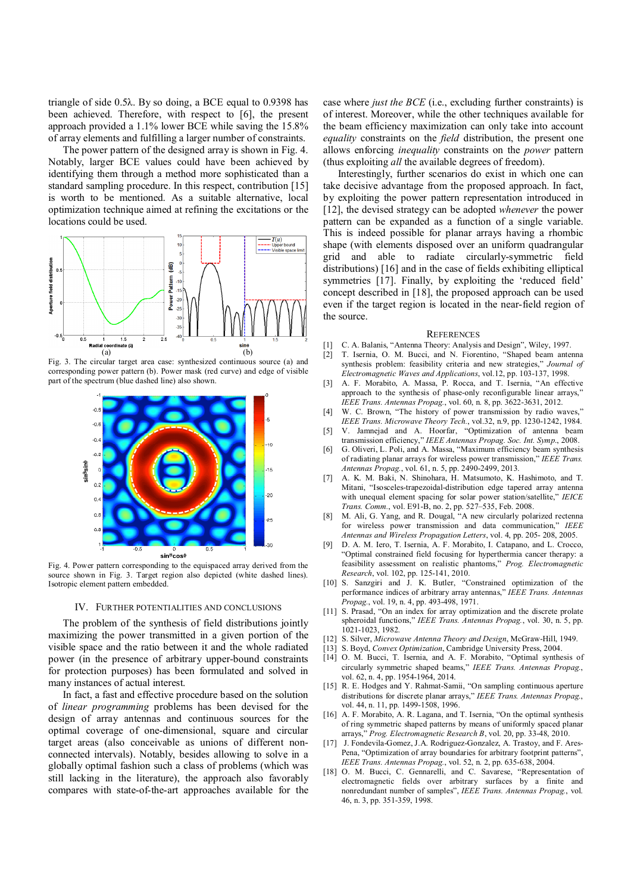triangle of side 0.5λ. By so doing, a BCE equal to 0.9398 has been achieved. Therefore, with respect to [6], the present approach provided a 1.1% lower BCE while saving the 15.8% of array elements and fulfilling a larger number of constraints.

The power pattern of the designed array is shown in Fig. 4. Notably, larger BCE values could have been achieved by identifying them through a method more sophisticated than a standard sampling procedure. In this respect, contribution [15] is worth to be mentioned. As a suitable alternative, local optimization technique aimed at refining the excitations or the locations could be used.

Aperture field distribution
Radial coordinate (λ)
(a)

Power Pattern (dB)
sinθ
$T(u)$
Upper bound
Visible space limit
(b)

Fig. 3. The circular target area case: synthesized continuous source (a) and corresponding power pattern (b). Power mask (red curve) and edge of visible part of the spectrum (blue dashed line) also shown.

sinθsinφ
sinθcosφ

Fig. 4. Power pattern corresponding to the equispaced array derived from the source shown in Fig. 3. Target region also depicted (white dashed lines). Isotropic element pattern embedded.

## IV. Further Potentialities and Conclusions

The problem of the synthesis of field distributions jointly maximizing the power transmitted in a given portion of the visible space and the ratio between it and the whole radiated power (in the presence of arbitrary upper-bound constraints for protection purposes) has been formulated and solved in many instances of actual interest.

In fact, a fast and effective procedure based on the solution of *linear programming* problems has been devised for the design of array antennas and continuous sources for the optimal coverage of one-dimensional, square and circular target areas (also conceivable as unions of different non-connected intervals). Notably, besides allowing to solve in a globally optimal fashion such a class of problems (which was still lacking in the literature), the approach also favorably compares with state-of-the-art approaches available for the case where *just the BCE* (i.e., excluding further constraints) is of interest. Moreover, while the other techniques available for the beam efficiency maximization can only take into account *equality* constraints on the *field* distribution, the present one allows enforcing *inequality* constraints on the *power* pattern (thus exploiting *all* the available degrees of freedom).

Interestingly, further scenarios do exist in which one can take decisive advantage from the proposed approach. In fact, by exploiting the power pattern representation introduced in [12], the devised strategy can be adopted *whenever* the power pattern can be expanded as a function of a single variable. This is indeed possible for planar arrays having a rhombic shape (with elements disposed over an uniform quadrangular grid and able to radiate circularly-symmetric field distributions) [16] and in the case of fields exhibiting elliptical symmetries [17]. Finally, by exploiting the 'reduced field' concept described in [18], the proposed approach can be used even if the target region is located in the near-field region of the source.

## References

[1] C. A. Balanis, "Antenna Theory: Analysis and Design", Wiley, 1997.

[2] T. Isernia, O. M. Bucci, and N. Fiorentino, "Shaped beam antenna synthesis problem: feasibility criteria and new strategies," *Journal of Electromagnetic Waves and Applications*, vol.12, pp. 103-137, 1998.

[3] A. F. Morabito, A. Massa, P. Rocca, and T. Isernia, "An effective approach to the synthesis of phase-only reconfigurable linear arrays," *IEEE Trans. Antennas Propag.*, vol. 60, n. 8, pp. 3622-3631, 2012.

[4] W. C. Brown, "The history of power transmission by radio waves," *IEEE Trans. Microwave Theory Tech.*, vol.32, n.9, pp. 1230-1242, 1984.

[5] V. Jamnejad and A. Hoorfar, "Optimization of antenna beam transmission efficiency," *IEEE Antennas Propag. Soc. Int. Symp*., 2008.

[6] G. Oliveri, L. Poli, and A. Massa, "Maximum efficiency beam synthesis of radiating planar arrays for wireless power transmission," *IEEE Trans. Antennas Propag.*, vol. 61, n. 5, pp. 2490-2499, 2013.

[7] A. K. M. Baki, N. Shinohara, H. Matsumoto, K. Hashimoto, and T. Mitani, "Isosceles-trapezoidal-distribution edge tapered array antenna with unequal element spacing for solar power station/satellite," *IEICE Trans. Comm.*, vol. E91-B, no. 2, pp. 527–535, Feb. 2008.

[8] M. Ali, G. Yang, and R. Dougal, "A new circularly polarized rectenna for wireless power transmission and data communication," *IEEE Antennas and Wireless Propagation Letters*, vol. 4, pp. 205- 208, 2005.

[9] D. A. M. Iero, T. Isernia, A. F. Morabito, I. Catapano, and L. Crocco, "Optimal constrained field focusing for hyperthermia cancer therapy: a feasibility assessment on realistic phantoms," *Prog. Electromagnetic Research*, vol. 102, pp. 125-141, 2010.

[10] S. Sanzgiri and J. K. Butler, "Constrained optimization of the performance indices of arbitrary array antennas," *IEEE Trans. Antennas Propag.*, vol. 19, n. 4, pp. 493-498, 1971.

[11] S. Prasad, "On an index for array optimization and the discrete prolate spheroidal functions," *IEEE Trans. Antennas Propag.*, vol. 30, n. 5, pp. 1021-1023, 1982.

[12] S. Silver, *Microwave Antenna Theory and Design*, McGraw-Hill, 1949.

[13] S. Boyd, *Convex Optimization*, Cambridge University Press, 2004.

[14] O. M. Bucci, T. Isernia, and A. F. Morabito, "Optimal synthesis of circularly symmetric shaped beams," *IEEE Trans. Antennas Propag.*, vol. 62, n. 4, pp. 1954-1964, 2014.

[15] R. E. Hodges and Y. Rahmat-Samii, "On sampling continuous aperture distributions for discrete planar arrays," *IEEE Trans. Antennas Propag.*, vol. 44, n. 11, pp. 1499-1508, 1996.

[16] A. F. Morabito, A. R. Lagana, and T. Isernia, "On the optimal synthesis of ring symmetric shaped patterns by means of uniformly spaced planar arrays," *Prog. Electromagnetic Research B*, vol. 20, pp. 33-48, 2010.

[17] J. Fondevila-Gomez, J.A. Rodriguez-Gonzalez, A. Trastoy, and F. Ares-Pena, "Optimization of array boundaries for arbitrary footprint patterns", *IEEE Trans. Antennas Propag.*, vol. 52, n. 2, pp. 635-638, 2004.

[18] O. M. Bucci, C. Gennarelli, and C. Savarese, "Representation of electromagnetic fields over arbitrary surfaces by a finite and nonredundant number of samples", *IEEE Trans. Antennas Propag.*, vol. 46, n. 3, pp. 351-359, 1998.